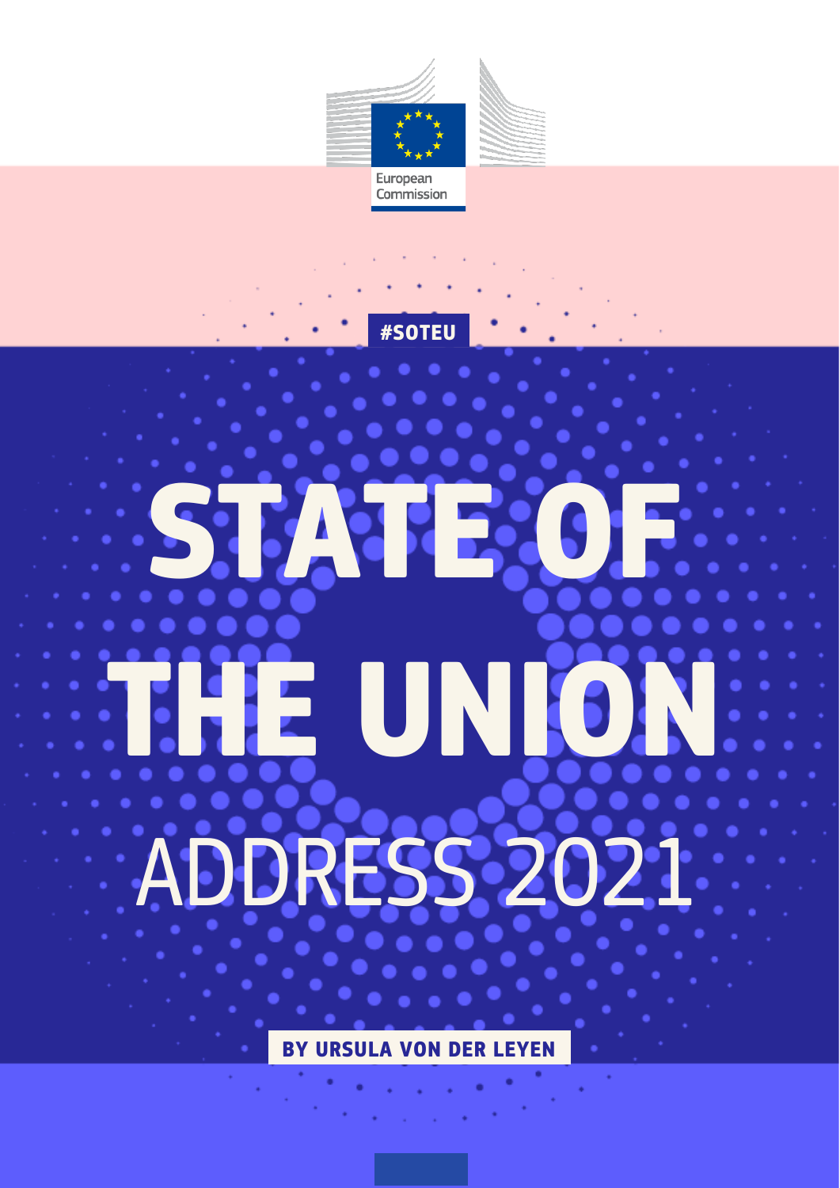European Commission

#SOTEU

# STATE OF THE UNION

## ADDRESS 2021

**BY URSULA VON DER LEYEN**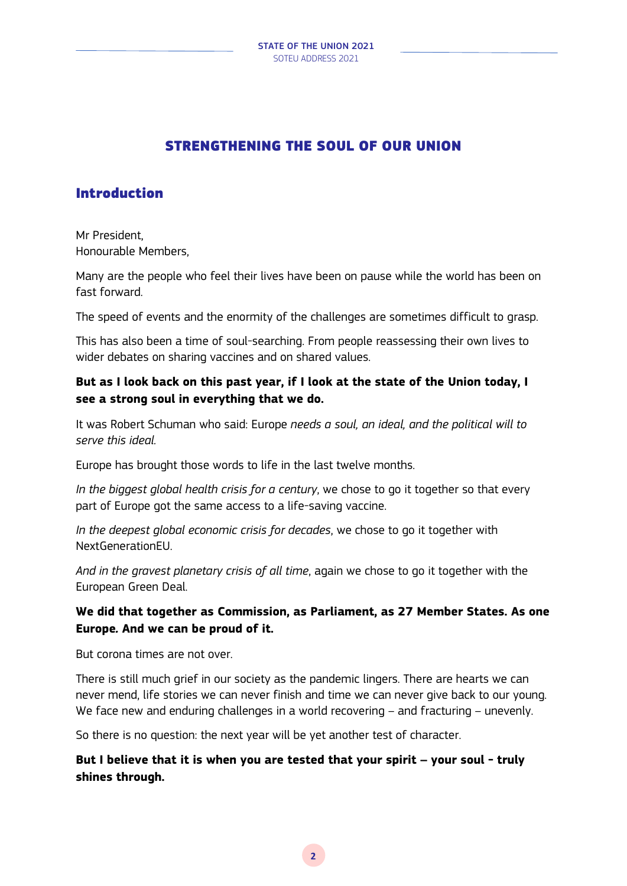# STRENGTHENING THE SOUL OF OUR UNION

## Introduction

Mr President,
Honourable Members,

Many are the people who feel their lives have been on pause while the world has been on fast forward.

The speed of events and the enormity of the challenges are sometimes difficult to grasp.

This has also been a time of soul-searching. From people reassessing their own lives to wider debates on sharing vaccines and on shared values.

**But as I look back on this past year, if I look at the state of the Union today, I see a strong soul in everything that we do.**

It was Robert Schuman who said: Europe *needs a soul, an ideal, and the political will to serve this ideal.*

Europe has brought those words to life in the last twelve months.

*In the biggest global health crisis for a century*, we chose to go it together so that every part of Europe got the same access to a life-saving vaccine.

*In the deepest global economic crisis for decades*, we chose to go it together with NextGenerationEU.

*And in the gravest planetary crisis of all time*, again we chose to go it together with the European Green Deal.

**We did that together as Commission, as Parliament, as 27 Member States. As one Europe. And we can be proud of it.**

But corona times are not over.

There is still much grief in our society as the pandemic lingers. There are hearts we can never mend, life stories we can never finish and time we can never give back to our young. We face new and enduring challenges in a world recovering – and fracturing – unevenly.

So there is no question: the next year will be yet another test of character.

**But I believe that it is when you are tested that your spirit – your soul - truly shines through.**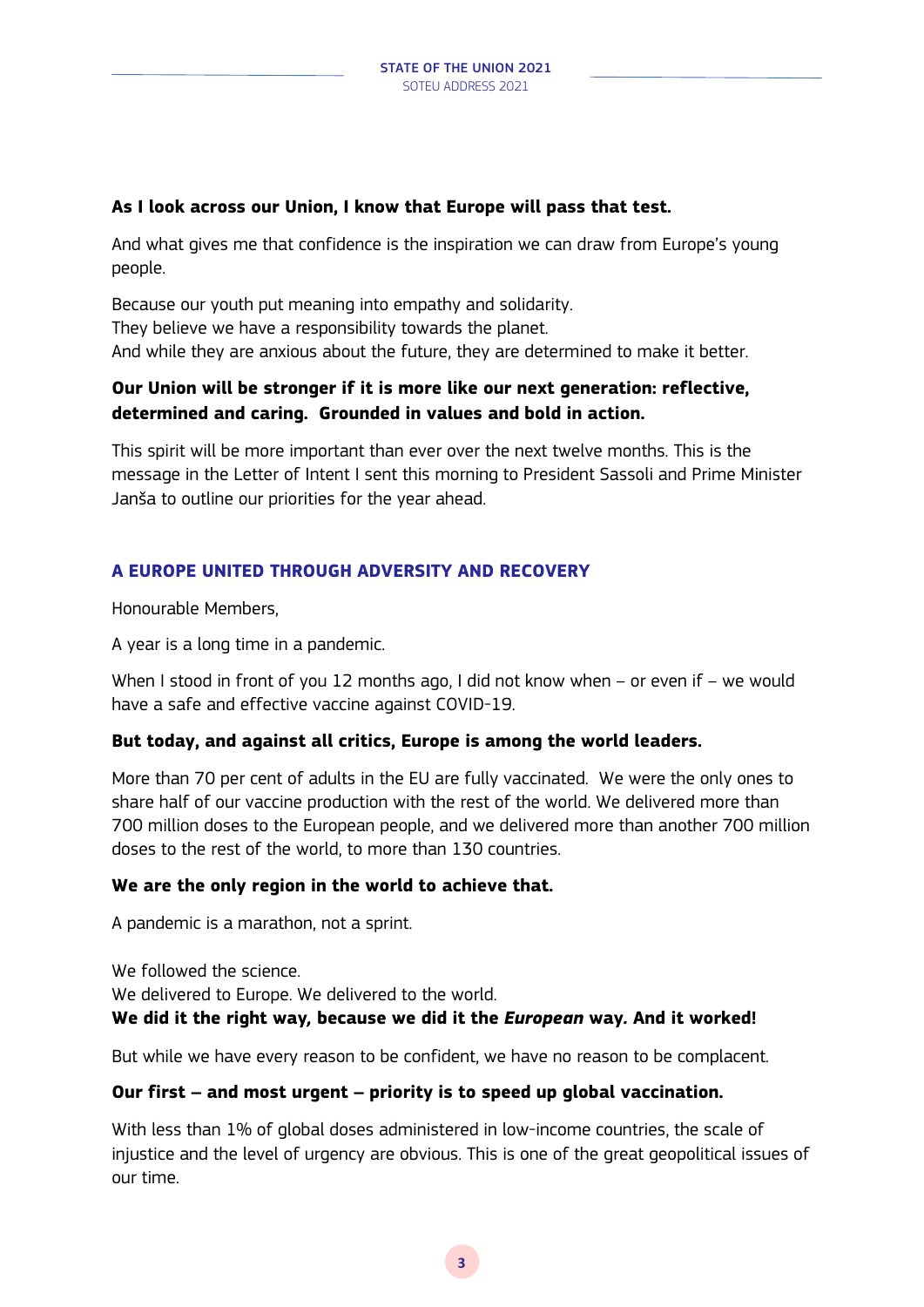**As I look across our Union, I know that Europe will pass that test.**

And what gives me that confidence is the inspiration we can draw from Europe's young people.

Because our youth put meaning into empathy and solidarity.
They believe we have a responsibility towards the planet.
And while they are anxious about the future, they are determined to make it better.

**Our Union will be stronger if it is more like our next generation: reflective, determined and caring. Grounded in values and bold in action.**

This spirit will be more important than ever over the next twelve months. This is the message in the Letter of Intent I sent this morning to President Sassoli and Prime Minister Janša to outline our priorities for the year ahead.

## A EUROPE UNITED THROUGH ADVERSITY AND RECOVERY

Honourable Members,

A year is a long time in a pandemic.

When I stood in front of you 12 months ago, I did not know when – or even if – we would have a safe and effective vaccine against COVID-19.

**But today, and against all critics, Europe is among the world leaders.**

More than 70 per cent of adults in the EU are fully vaccinated. We were the only ones to share half of our vaccine production with the rest of the world. We delivered more than 700 million doses to the European people, and we delivered more than another 700 million doses to the rest of the world, to more than 130 countries.

**We are the only region in the world to achieve that.**

A pandemic is a marathon, not a sprint.

We followed the science.
We delivered to Europe. We delivered to the world.
**We did it the right way, because we did it the *European* way. And it worked!**

But while we have every reason to be confident, we have no reason to be complacent.

**Our first – and most urgent – priority is to speed up global vaccination.**

With less than 1% of global doses administered in low-income countries, the scale of injustice and the level of urgency are obvious. This is one of the great geopolitical issues of our time.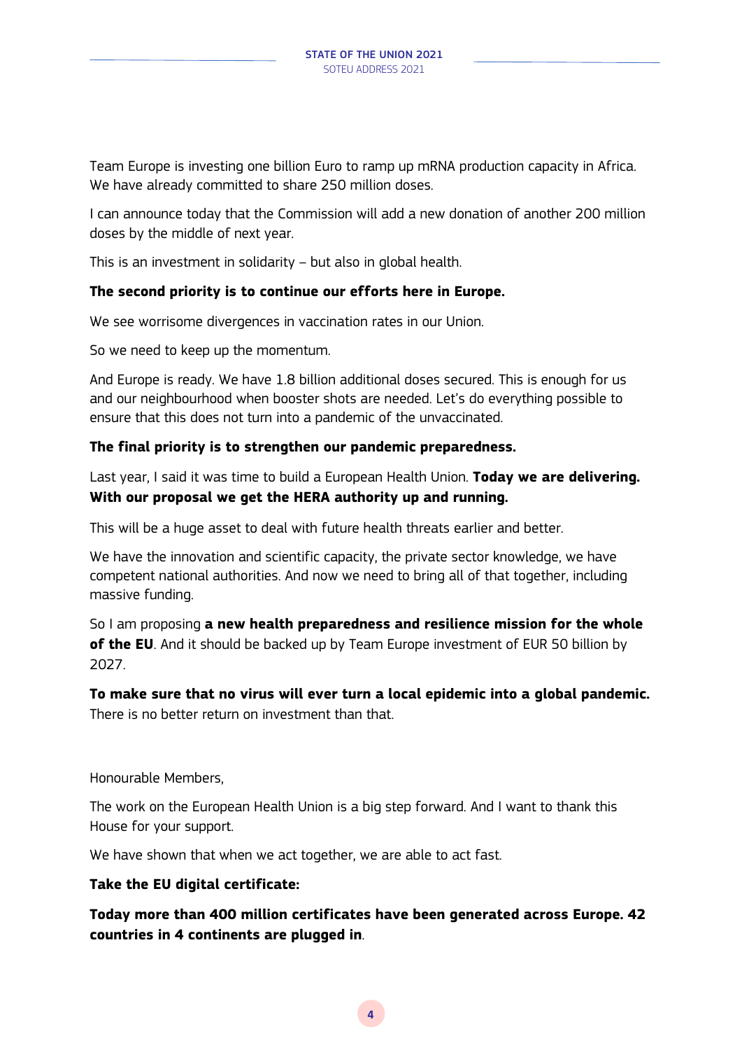Team Europe is investing one billion Euro to ramp up mRNA production capacity in Africa. We have already committed to share 250 million doses.

I can announce today that the Commission will add a new donation of another 200 million doses by the middle of next year.

This is an investment in solidarity – but also in global health.

**The second priority is to continue our efforts here in Europe.**

We see worrisome divergences in vaccination rates in our Union.

So we need to keep up the momentum.

And Europe is ready. We have 1.8 billion additional doses secured. This is enough for us and our neighbourhood when booster shots are needed. Let's do everything possible to ensure that this does not turn into a pandemic of the unvaccinated.

**The final priority is to strengthen our pandemic preparedness.**

Last year, I said it was time to build a European Health Union. **Today we are delivering. With our proposal we get the HERA authority up and running.**

This will be a huge asset to deal with future health threats earlier and better.

We have the innovation and scientific capacity, the private sector knowledge, we have competent national authorities. And now we need to bring all of that together, including massive funding.

So I am proposing **a new health preparedness and resilience mission for the whole of the EU**. And it should be backed up by Team Europe investment of EUR 50 billion by 2027.

**To make sure that no virus will ever turn a local epidemic into a global pandemic.** There is no better return on investment than that.

Honourable Members,

The work on the European Health Union is a big step forward. And I want to thank this House for your support.

We have shown that when we act together, we are able to act fast.

**Take the EU digital certificate:**

**Today more than 400 million certificates have been generated across Europe. 42 countries in 4 continents are plugged in**.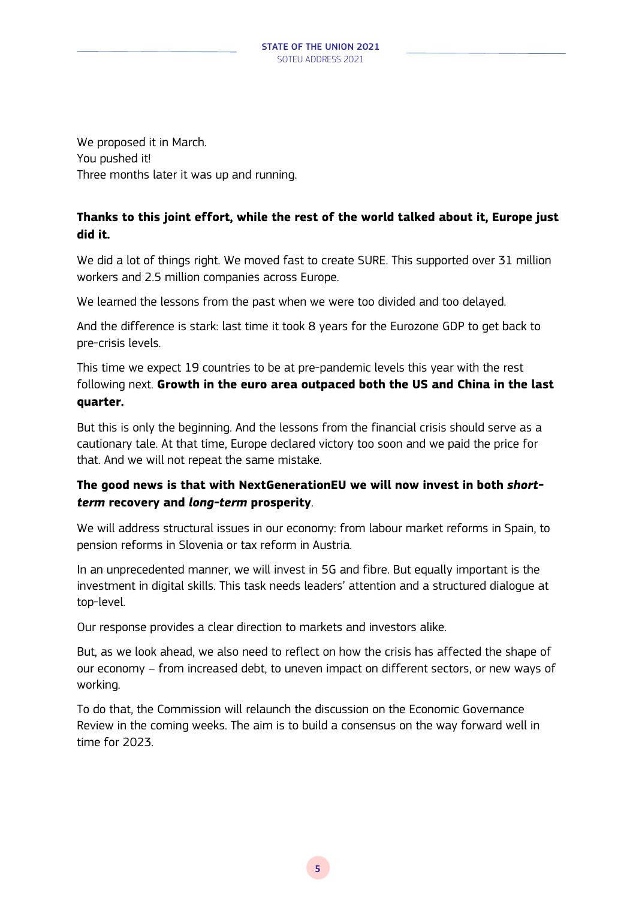We proposed it in March.
You pushed it!
Three months later it was up and running.

**Thanks to this joint effort, while the rest of the world talked about it, Europe just did it.**

We did a lot of things right. We moved fast to create SURE. This supported over 31 million workers and 2.5 million companies across Europe.

We learned the lessons from the past when we were too divided and too delayed.

And the difference is stark: last time it took 8 years for the Eurozone GDP to get back to pre-crisis levels.

This time we expect 19 countries to be at pre-pandemic levels this year with the rest following next. **Growth in the euro area outpaced both the US and China in the last quarter.**

But this is only the beginning. And the lessons from the financial crisis should serve as a cautionary tale. At that time, Europe declared victory too soon and we paid the price for that. And we will not repeat the same mistake.

**The good news is that with NextGenerationEU we will now invest in both *short-term* recovery and *long-term* prosperity**.

We will address structural issues in our economy: from labour market reforms in Spain, to pension reforms in Slovenia or tax reform in Austria.

In an unprecedented manner, we will invest in 5G and fibre. But equally important is the investment in digital skills. This task needs leaders' attention and a structured dialogue at top-level.

Our response provides a clear direction to markets and investors alike.

But, as we look ahead, we also need to reflect on how the crisis has affected the shape of our economy – from increased debt, to uneven impact on different sectors, or new ways of working.

To do that, the Commission will relaunch the discussion on the Economic Governance Review in the coming weeks. The aim is to build a consensus on the way forward well in time for 2023.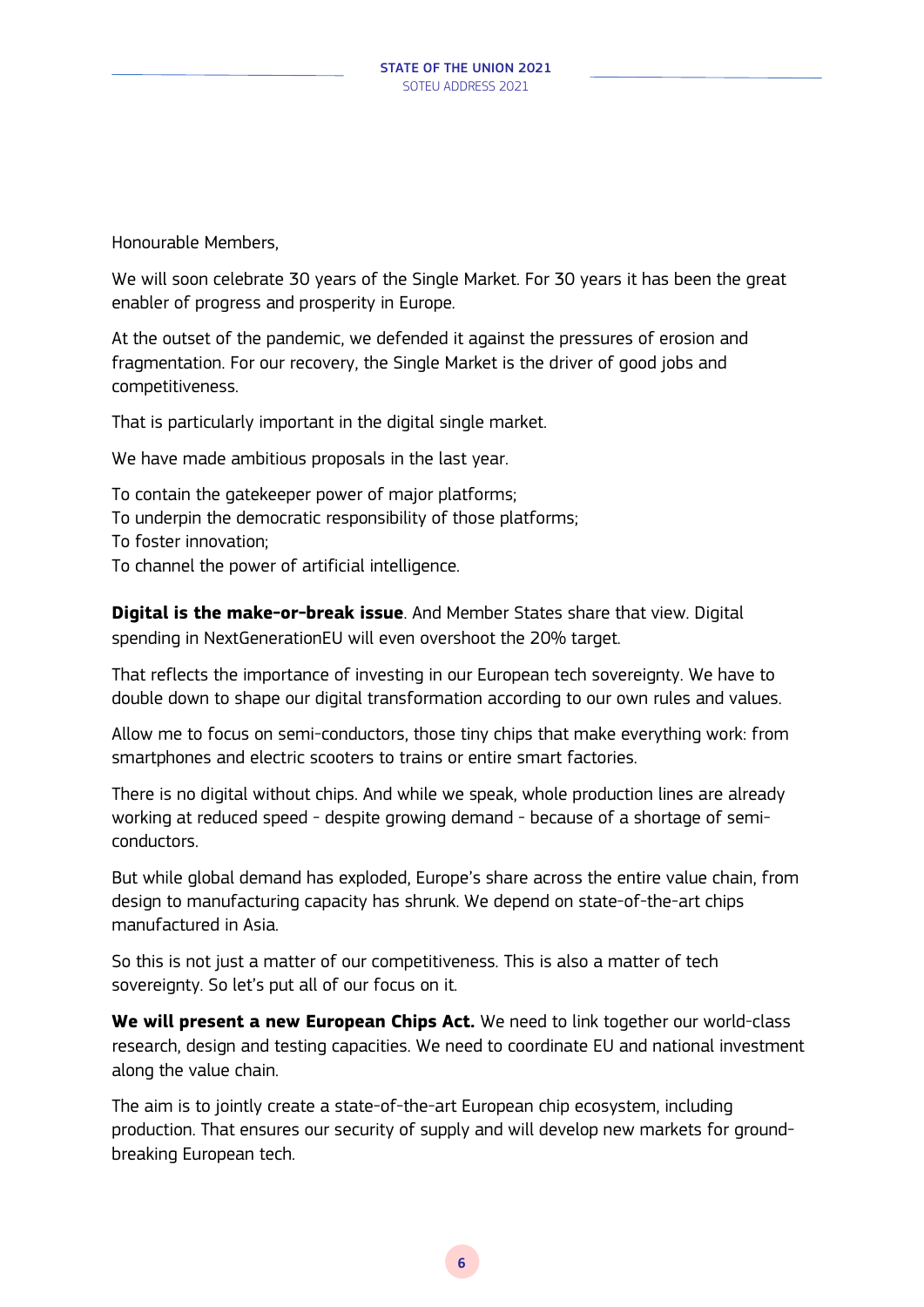Honourable Members,

We will soon celebrate 30 years of the Single Market. For 30 years it has been the great enabler of progress and prosperity in Europe.

At the outset of the pandemic, we defended it against the pressures of erosion and fragmentation. For our recovery, the Single Market is the driver of good jobs and competitiveness.

That is particularly important in the digital single market.

We have made ambitious proposals in the last year.

To contain the gatekeeper power of major platforms;
To underpin the democratic responsibility of those platforms;
To foster innovation;
To channel the power of artificial intelligence.

**Digital is the make-or-break issue**. And Member States share that view. Digital spending in NextGenerationEU will even overshoot the 20% target.

That reflects the importance of investing in our European tech sovereignty. We have to double down to shape our digital transformation according to our own rules and values.

Allow me to focus on semi-conductors, those tiny chips that make everything work: from smartphones and electric scooters to trains or entire smart factories.

There is no digital without chips. And while we speak, whole production lines are already working at reduced speed - despite growing demand - because of a shortage of semi-conductors.

But while global demand has exploded, Europe's share across the entire value chain, from design to manufacturing capacity has shrunk. We depend on state-of-the-art chips manufactured in Asia.

So this is not just a matter of our competitiveness. This is also a matter of tech sovereignty. So let's put all of our focus on it.

**We will present a new European Chips Act.** We need to link together our world-class research, design and testing capacities. We need to coordinate EU and national investment along the value chain.

The aim is to jointly create a state-of-the-art European chip ecosystem, including production. That ensures our security of supply and will develop new markets for ground-breaking European tech.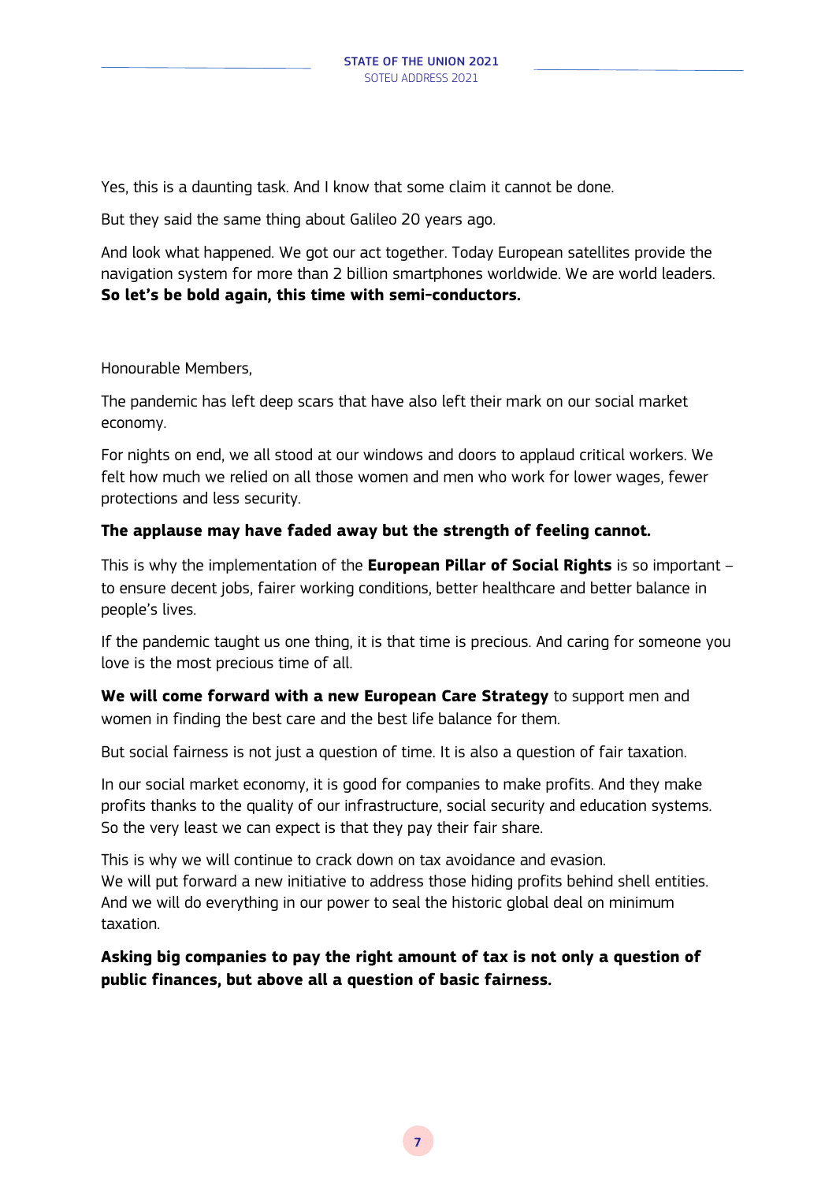Yes, this is a daunting task. And I know that some claim it cannot be done.

But they said the same thing about Galileo 20 years ago.

And look what happened. We got our act together. Today European satellites provide the navigation system for more than 2 billion smartphones worldwide. We are world leaders. **So let's be bold again, this time with semi-conductors.**

Honourable Members,

The pandemic has left deep scars that have also left their mark on our social market economy.

For nights on end, we all stood at our windows and doors to applaud critical workers. We felt how much we relied on all those women and men who work for lower wages, fewer protections and less security.

**The applause may have faded away but the strength of feeling cannot.**

This is why the implementation of the **European Pillar of Social Rights** is so important – to ensure decent jobs, fairer working conditions, better healthcare and better balance in people's lives.

If the pandemic taught us one thing, it is that time is precious. And caring for someone you love is the most precious time of all.

**We will come forward with a new European Care Strategy** to support men and women in finding the best care and the best life balance for them.

But social fairness is not just a question of time. It is also a question of fair taxation.

In our social market economy, it is good for companies to make profits. And they make profits thanks to the quality of our infrastructure, social security and education systems. So the very least we can expect is that they pay their fair share.

This is why we will continue to crack down on tax avoidance and evasion.
We will put forward a new initiative to address those hiding profits behind shell entities.
And we will do everything in our power to seal the historic global deal on minimum taxation.

**Asking big companies to pay the right amount of tax is not only a question of public finances, but above all a question of basic fairness.**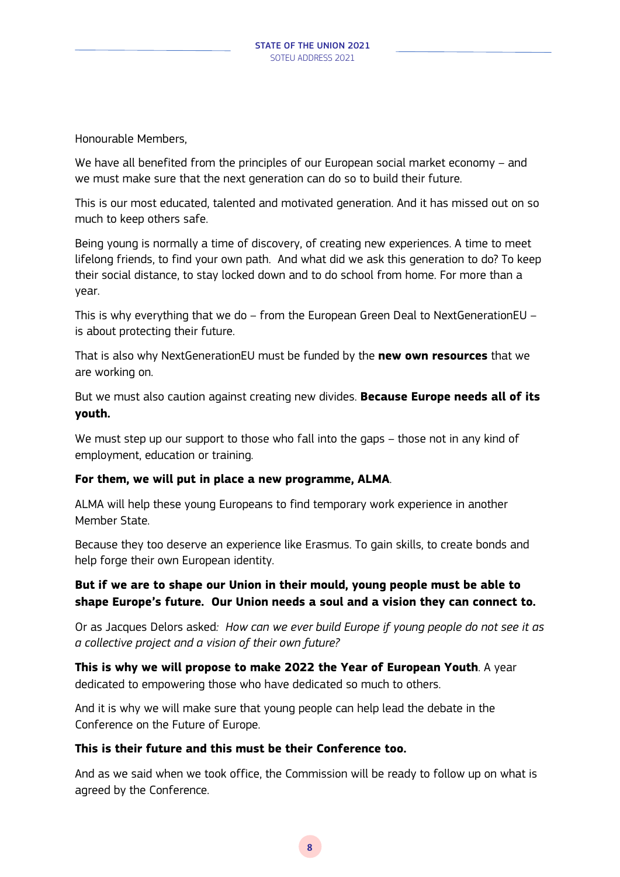Honourable Members,

We have all benefited from the principles of our European social market economy – and we must make sure that the next generation can do so to build their future.

This is our most educated, talented and motivated generation. And it has missed out on so much to keep others safe.

Being young is normally a time of discovery, of creating new experiences. A time to meet lifelong friends, to find your own path. And what did we ask this generation to do? To keep their social distance, to stay locked down and to do school from home. For more than a year.

This is why everything that we do – from the European Green Deal to NextGenerationEU – is about protecting their future.

That is also why NextGenerationEU must be funded by the **new own resources** that we are working on.

But we must also caution against creating new divides. **Because Europe needs all of its youth.**

We must step up our support to those who fall into the gaps – those not in any kind of employment, education or training.

**For them, we will put in place a new programme, ALMA**.

ALMA will help these young Europeans to find temporary work experience in another Member State.

Because they too deserve an experience like Erasmus. To gain skills, to create bonds and help forge their own European identity.

**But if we are to shape our Union in their mould, young people must be able to shape Europe's future. Our Union needs a soul and a vision they can connect to.**

Or as Jacques Delors asked: *How can we ever build Europe if young people do not see it as a collective project and a vision of their own future?*

**This is why we will propose to make 2022 the Year of European Youth**. A year dedicated to empowering those who have dedicated so much to others.

And it is why we will make sure that young people can help lead the debate in the Conference on the Future of Europe.

**This is their future and this must be their Conference too.**

And as we said when we took office, the Commission will be ready to follow up on what is agreed by the Conference.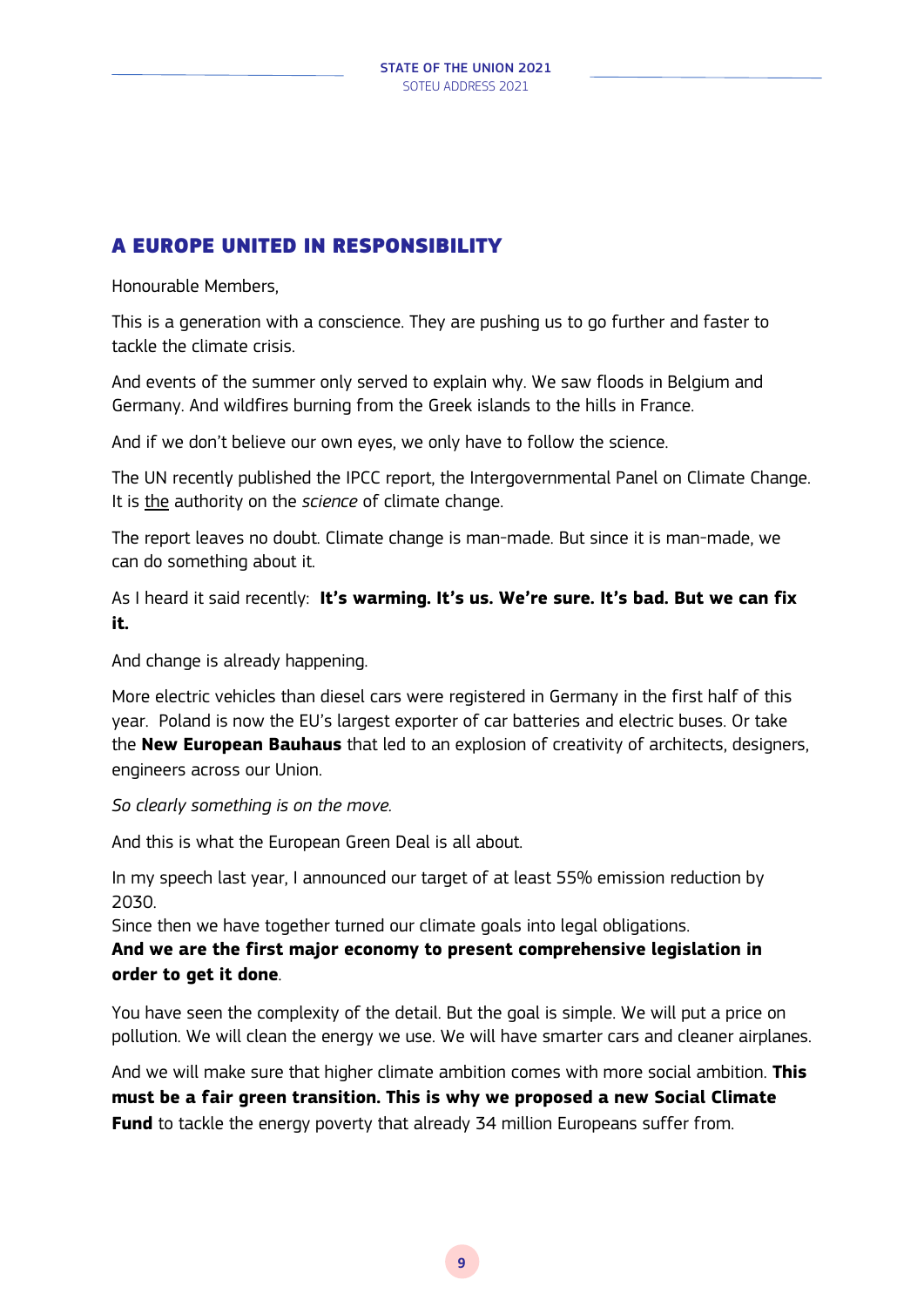## A EUROPE UNITED IN RESPONSIBILITY

Honourable Members,

This is a generation with a conscience. They are pushing us to go further and faster to tackle the climate crisis.

And events of the summer only served to explain why. We saw floods in Belgium and Germany. And wildfires burning from the Greek islands to the hills in France.

And if we don't believe our own eyes, we only have to follow the science.

The UN recently published the IPCC report, the Intergovernmental Panel on Climate Change. It is the authority on the *science* of climate change.

The report leaves no doubt. Climate change is man-made. But since it is man-made, we can do something about it.

As I heard it said recently: **It's warming. It's us. We're sure. It's bad. But we can fix it.**

And change is already happening.

More electric vehicles than diesel cars were registered in Germany in the first half of this year. Poland is now the EU's largest exporter of car batteries and electric buses. Or take the **New European Bauhaus** that led to an explosion of creativity of architects, designers, engineers across our Union.

*So clearly something is on the move.*

And this is what the European Green Deal is all about.

In my speech last year, I announced our target of at least 55% emission reduction by 2030.
Since then we have together turned our climate goals into legal obligations.
**And we are the first major economy to present comprehensive legislation in order to get it done**.

You have seen the complexity of the detail. But the goal is simple. We will put a price on pollution. We will clean the energy we use. We will have smarter cars and cleaner airplanes.

And we will make sure that higher climate ambition comes with more social ambition. **This must be a fair green transition. This is why we proposed a new Social Climate Fund** to tackle the energy poverty that already 34 million Europeans suffer from.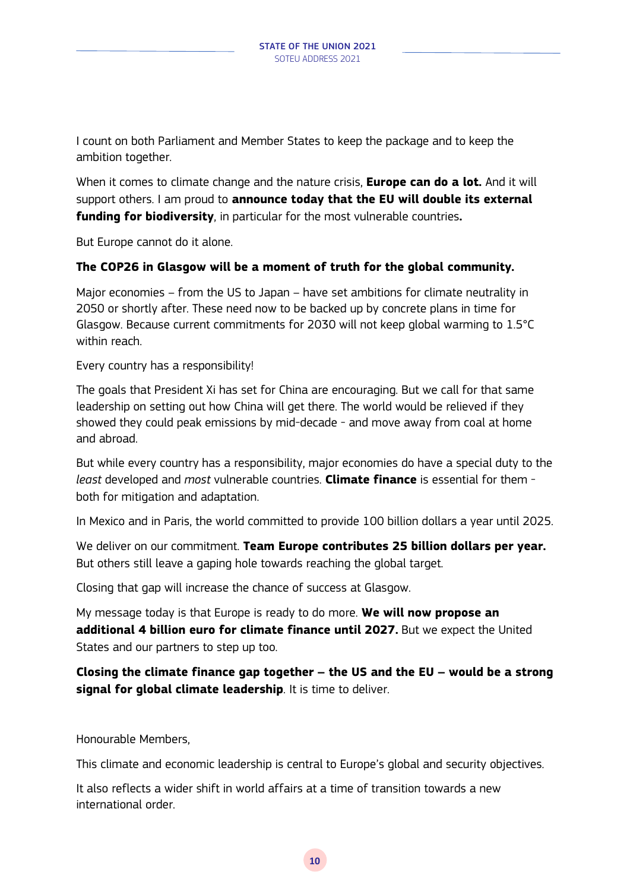I count on both Parliament and Member States to keep the package and to keep the ambition together.

When it comes to climate change and the nature crisis, **Europe can do a lot.** And it will support others. I am proud to **announce today that the EU will double its external funding for biodiversity**, in particular for the most vulnerable countries**.**

But Europe cannot do it alone.

**The COP26 in Glasgow will be a moment of truth for the global community.**

Major economies – from the US to Japan – have set ambitions for climate neutrality in 2050 or shortly after. These need now to be backed up by concrete plans in time for Glasgow. Because current commitments for 2030 will not keep global warming to 1.5°C within reach.

Every country has a responsibility!

The goals that President Xi has set for China are encouraging. But we call for that same leadership on setting out how China will get there. The world would be relieved if they showed they could peak emissions by mid-decade - and move away from coal at home and abroad.

But while every country has a responsibility, major economies do have a special duty to the *least* developed and *most* vulnerable countries. **Climate finance** is essential for them - both for mitigation and adaptation.

In Mexico and in Paris, the world committed to provide 100 billion dollars a year until 2025.

We deliver on our commitment. **Team Europe contributes 25 billion dollars per year.** But others still leave a gaping hole towards reaching the global target.

Closing that gap will increase the chance of success at Glasgow.

My message today is that Europe is ready to do more. **We will now propose an additional 4 billion euro for climate finance until 2027.** But we expect the United States and our partners to step up too.

**Closing the climate finance gap together – the US and the EU – would be a strong signal for global climate leadership**. It is time to deliver.

Honourable Members,

This climate and economic leadership is central to Europe's global and security objectives.

It also reflects a wider shift in world affairs at a time of transition towards a new international order.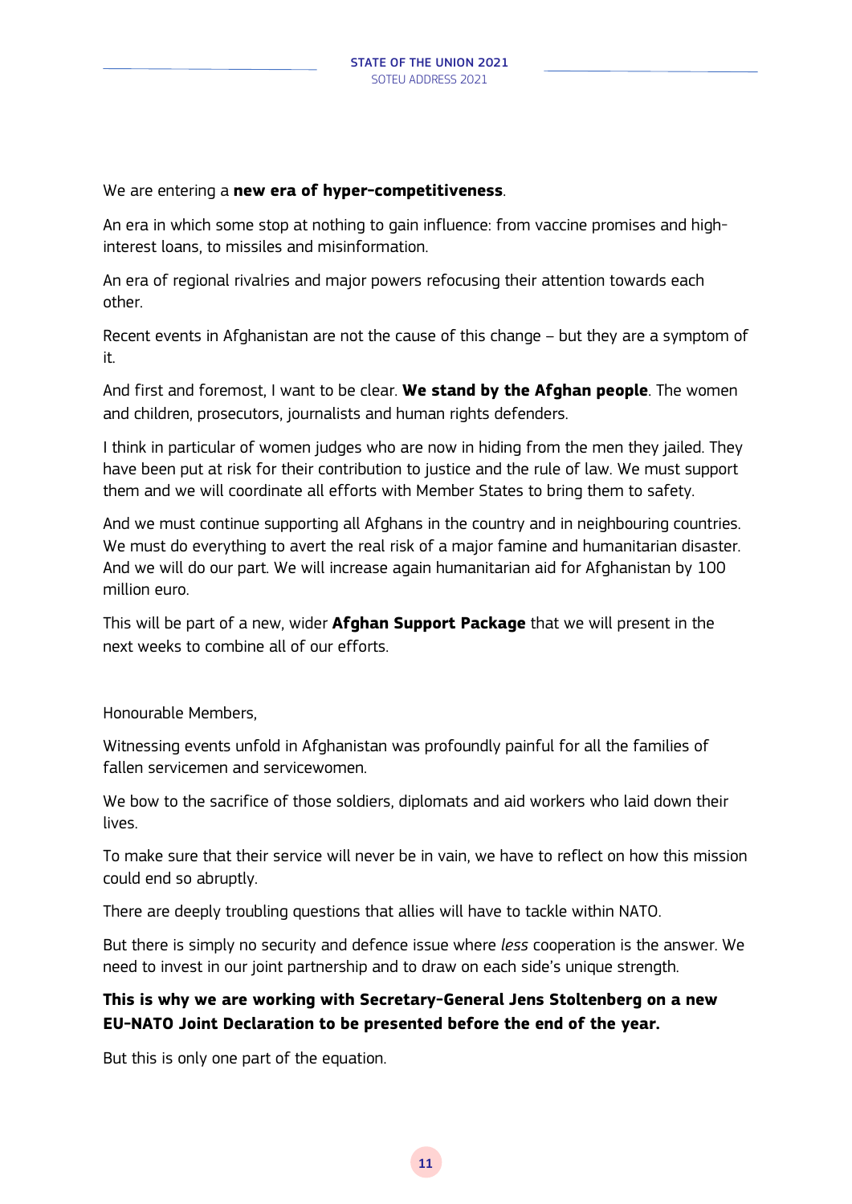We are entering a **new era of hyper-competitiveness**.

An era in which some stop at nothing to gain influence: from vaccine promises and high-interest loans, to missiles and misinformation.

An era of regional rivalries and major powers refocusing their attention towards each other.

Recent events in Afghanistan are not the cause of this change – but they are a symptom of it.

And first and foremost, I want to be clear. **We stand by the Afghan people**. The women and children, prosecutors, journalists and human rights defenders.

I think in particular of women judges who are now in hiding from the men they jailed. They have been put at risk for their contribution to justice and the rule of law. We must support them and we will coordinate all efforts with Member States to bring them to safety.

And we must continue supporting all Afghans in the country and in neighbouring countries. We must do everything to avert the real risk of a major famine and humanitarian disaster. And we will do our part. We will increase again humanitarian aid for Afghanistan by 100 million euro.

This will be part of a new, wider **Afghan Support Package** that we will present in the next weeks to combine all of our efforts.

Honourable Members,

Witnessing events unfold in Afghanistan was profoundly painful for all the families of fallen servicemen and servicewomen.

We bow to the sacrifice of those soldiers, diplomats and aid workers who laid down their lives.

To make sure that their service will never be in vain, we have to reflect on how this mission could end so abruptly.

There are deeply troubling questions that allies will have to tackle within NATO.

But there is simply no security and defence issue where *less* cooperation is the answer. We need to invest in our joint partnership and to draw on each side's unique strength.

**This is why we are working with Secretary-General Jens Stoltenberg on a new EU-NATO Joint Declaration to be presented before the end of the year.**

But this is only one part of the equation.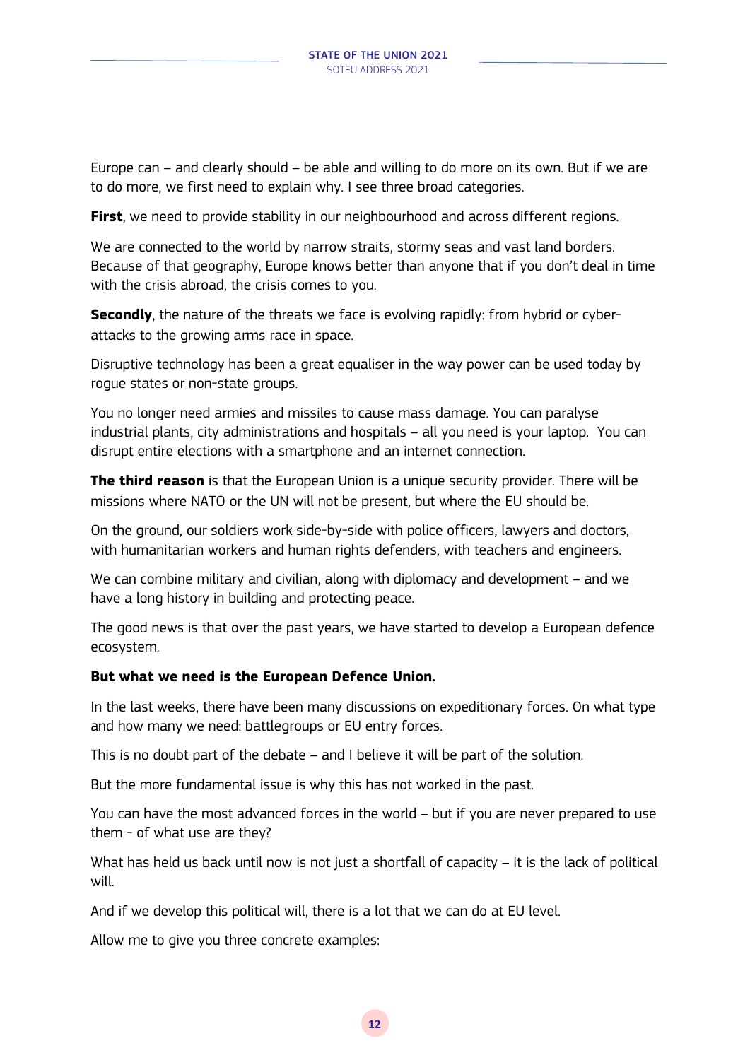Europe can – and clearly should – be able and willing to do more on its own. But if we are to do more, we first need to explain why. I see three broad categories.

**First**, we need to provide stability in our neighbourhood and across different regions.

We are connected to the world by narrow straits, stormy seas and vast land borders. Because of that geography, Europe knows better than anyone that if you don't deal in time with the crisis abroad, the crisis comes to you.

**Secondly**, the nature of the threats we face is evolving rapidly: from hybrid or cyber-attacks to the growing arms race in space.

Disruptive technology has been a great equaliser in the way power can be used today by rogue states or non-state groups.

You no longer need armies and missiles to cause mass damage. You can paralyse industrial plants, city administrations and hospitals – all you need is your laptop. You can disrupt entire elections with a smartphone and an internet connection.

**The third reason** is that the European Union is a unique security provider. There will be missions where NATO or the UN will not be present, but where the EU should be.

On the ground, our soldiers work side-by-side with police officers, lawyers and doctors, with humanitarian workers and human rights defenders, with teachers and engineers.

We can combine military and civilian, along with diplomacy and development – and we have a long history in building and protecting peace.

The good news is that over the past years, we have started to develop a European defence ecosystem.

**But what we need is the European Defence Union.**

In the last weeks, there have been many discussions on expeditionary forces. On what type and how many we need: battlegroups or EU entry forces.

This is no doubt part of the debate – and I believe it will be part of the solution.

But the more fundamental issue is why this has not worked in the past.

You can have the most advanced forces in the world – but if you are never prepared to use them - of what use are they?

What has held us back until now is not just a shortfall of capacity – it is the lack of political will.

And if we develop this political will, there is a lot that we can do at EU level.

Allow me to give you three concrete examples: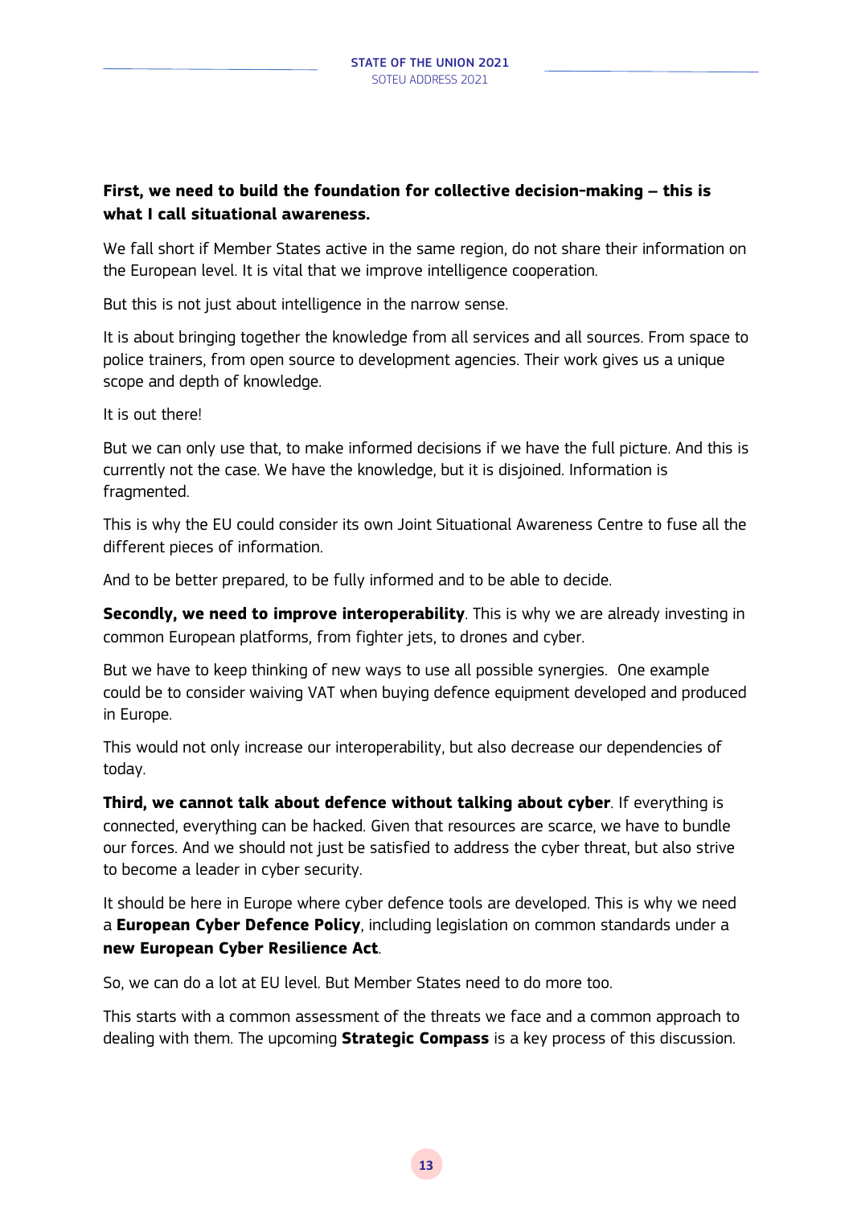**First, we need to build the foundation for collective decision-making – this is what I call situational awareness.**

We fall short if Member States active in the same region, do not share their information on the European level. It is vital that we improve intelligence cooperation.

But this is not just about intelligence in the narrow sense.

It is about bringing together the knowledge from all services and all sources. From space to police trainers, from open source to development agencies. Their work gives us a unique scope and depth of knowledge.

It is out there!

But we can only use that, to make informed decisions if we have the full picture. And this is currently not the case. We have the knowledge, but it is disjoined. Information is fragmented.

This is why the EU could consider its own Joint Situational Awareness Centre to fuse all the different pieces of information.

And to be better prepared, to be fully informed and to be able to decide.

**Secondly, we need to improve interoperability**. This is why we are already investing in common European platforms, from fighter jets, to drones and cyber.

But we have to keep thinking of new ways to use all possible synergies. One example could be to consider waiving VAT when buying defence equipment developed and produced in Europe.

This would not only increase our interoperability, but also decrease our dependencies of today.

**Third, we cannot talk about defence without talking about cyber**. If everything is connected, everything can be hacked. Given that resources are scarce, we have to bundle our forces. And we should not just be satisfied to address the cyber threat, but also strive to become a leader in cyber security.

It should be here in Europe where cyber defence tools are developed. This is why we need a **European Cyber Defence Policy**, including legislation on common standards under a **new European Cyber Resilience Act**.

So, we can do a lot at EU level. But Member States need to do more too.

This starts with a common assessment of the threats we face and a common approach to dealing with them. The upcoming **Strategic Compass** is a key process of this discussion.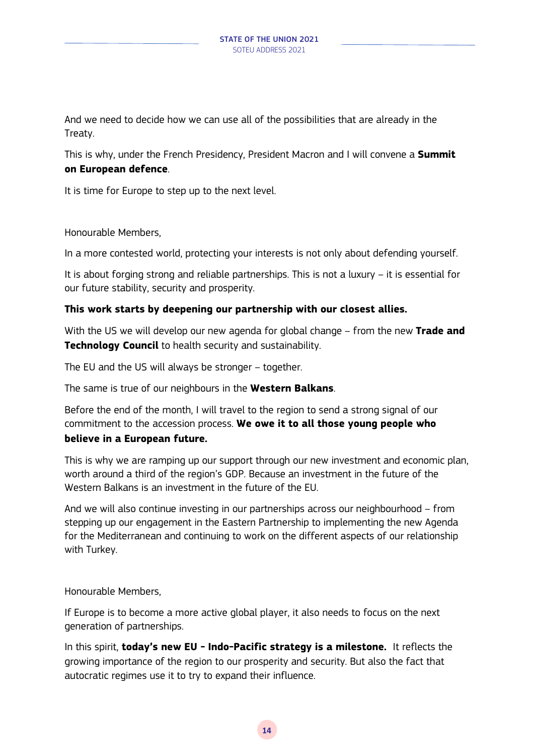And we need to decide how we can use all of the possibilities that are already in the Treaty.

This is why, under the French Presidency, President Macron and I will convene a **Summit on European defence**.

It is time for Europe to step up to the next level.

Honourable Members,

In a more contested world, protecting your interests is not only about defending yourself.

It is about forging strong and reliable partnerships. This is not a luxury – it is essential for our future stability, security and prosperity.

**This work starts by deepening our partnership with our closest allies.**

With the US we will develop our new agenda for global change – from the new **Trade and Technology Council** to health security and sustainability.

The EU and the US will always be stronger – together.

The same is true of our neighbours in the **Western Balkans**.

Before the end of the month, I will travel to the region to send a strong signal of our commitment to the accession process. **We owe it to all those young people who believe in a European future.**

This is why we are ramping up our support through our new investment and economic plan, worth around a third of the region's GDP. Because an investment in the future of the Western Balkans is an investment in the future of the EU.

And we will also continue investing in our partnerships across our neighbourhood – from stepping up our engagement in the Eastern Partnership to implementing the new Agenda for the Mediterranean and continuing to work on the different aspects of our relationship with Turkey.

Honourable Members,

If Europe is to become a more active global player, it also needs to focus on the next generation of partnerships.

In this spirit, **today's new EU - Indo-Pacific strategy is a milestone.** It reflects the growing importance of the region to our prosperity and security. But also the fact that autocratic regimes use it to try to expand their influence.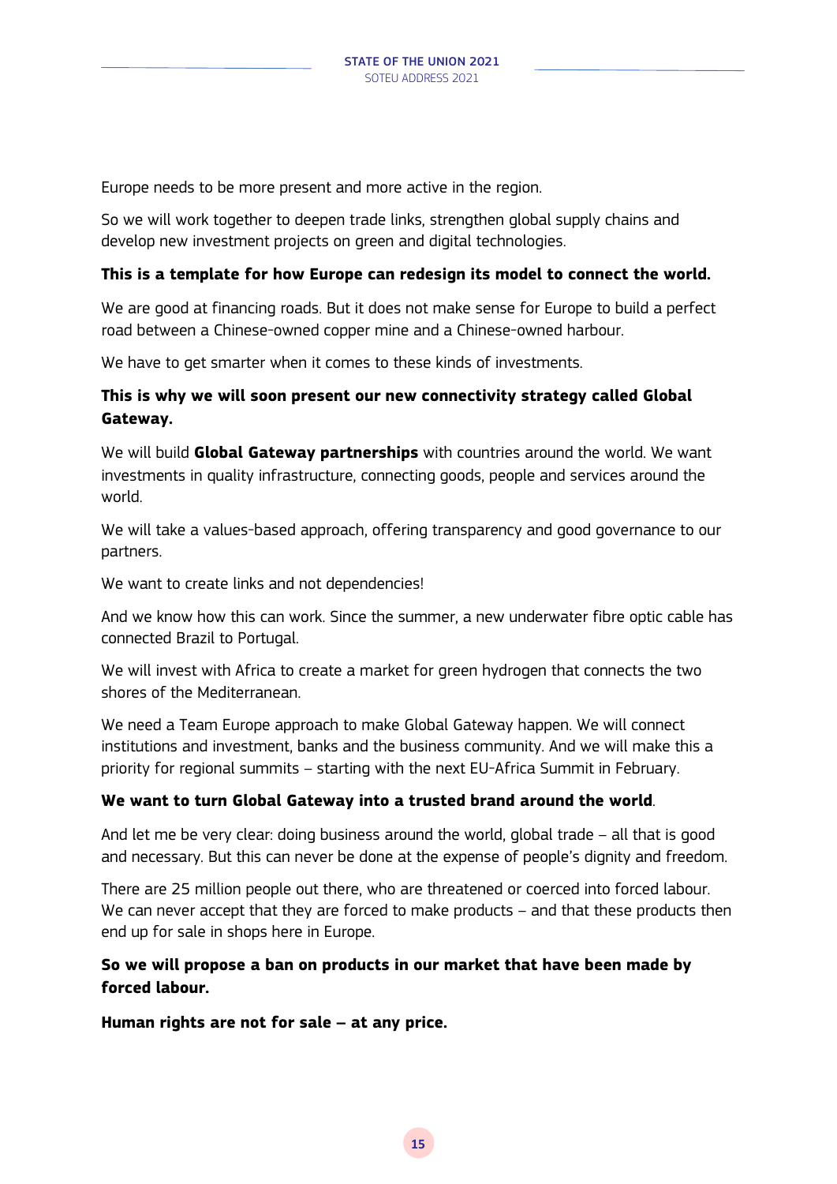Europe needs to be more present and more active in the region.

So we will work together to deepen trade links, strengthen global supply chains and develop new investment projects on green and digital technologies.

**This is a template for how Europe can redesign its model to connect the world.**

We are good at financing roads. But it does not make sense for Europe to build a perfect road between a Chinese-owned copper mine and a Chinese-owned harbour.

We have to get smarter when it comes to these kinds of investments.

**This is why we will soon present our new connectivity strategy called Global Gateway.**

We will build **Global Gateway partnerships** with countries around the world. We want investments in quality infrastructure, connecting goods, people and services around the world.

We will take a values-based approach, offering transparency and good governance to our partners.

We want to create links and not dependencies!

And we know how this can work. Since the summer, a new underwater fibre optic cable has connected Brazil to Portugal.

We will invest with Africa to create a market for green hydrogen that connects the two shores of the Mediterranean.

We need a Team Europe approach to make Global Gateway happen. We will connect institutions and investment, banks and the business community. And we will make this a priority for regional summits – starting with the next EU-Africa Summit in February.

**We want to turn Global Gateway into a trusted brand around the world**.

And let me be very clear: doing business around the world, global trade – all that is good and necessary. But this can never be done at the expense of people's dignity and freedom.

There are 25 million people out there, who are threatened or coerced into forced labour. We can never accept that they are forced to make products – and that these products then end up for sale in shops here in Europe.

**So we will propose a ban on products in our market that have been made by forced labour.**

**Human rights are not for sale – at any price.**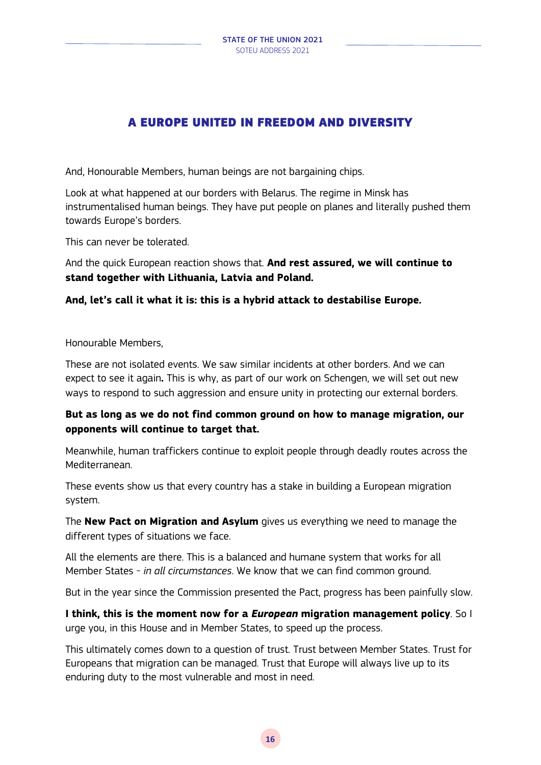## A EUROPE UNITED IN FREEDOM AND DIVERSITY

And, Honourable Members, human beings are not bargaining chips.

Look at what happened at our borders with Belarus. The regime in Minsk has instrumentalised human beings. They have put people on planes and literally pushed them towards Europe's borders.

This can never be tolerated.

And the quick European reaction shows that. **And rest assured, we will continue to stand together with Lithuania, Latvia and Poland.**

**And, let's call it what it is: this is a hybrid attack to destabilise Europe.**

Honourable Members,

These are not isolated events. We saw similar incidents at other borders. And we can expect to see it again**.** This is why, as part of our work on Schengen, we will set out new ways to respond to such aggression and ensure unity in protecting our external borders.

**But as long as we do not find common ground on how to manage migration, our opponents will continue to target that.**

Meanwhile, human traffickers continue to exploit people through deadly routes across the Mediterranean.

These events show us that every country has a stake in building a European migration system.

The **New Pact on Migration and Asylum** gives us everything we need to manage the different types of situations we face.

All the elements are there. This is a balanced and humane system that works for all Member States - *in all circumstances*. We know that we can find common ground.

But in the year since the Commission presented the Pact, progress has been painfully slow.

**I think, this is the moment now for a *European* migration management policy**. So I urge you, in this House and in Member States, to speed up the process.

This ultimately comes down to a question of trust. Trust between Member States. Trust for Europeans that migration can be managed. Trust that Europe will always live up to its enduring duty to the most vulnerable and most in need.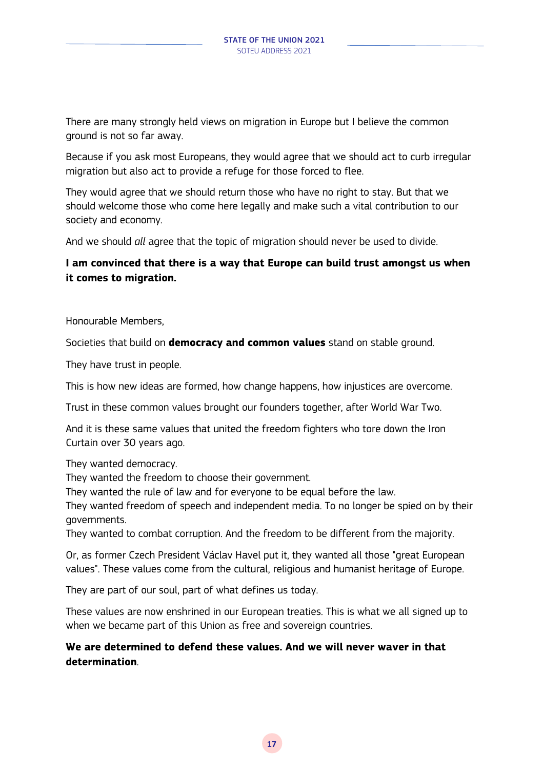There are many strongly held views on migration in Europe but I believe the common ground is not so far away.

Because if you ask most Europeans, they would agree that we should act to curb irregular migration but also act to provide a refuge for those forced to flee.

They would agree that we should return those who have no right to stay. But that we should welcome those who come here legally and make such a vital contribution to our society and economy.

And we should *all* agree that the topic of migration should never be used to divide.

**I am convinced that there is a way that Europe can build trust amongst us when it comes to migration.**

Honourable Members,

Societies that build on **democracy and common values** stand on stable ground.

They have trust in people.

This is how new ideas are formed, how change happens, how injustices are overcome.

Trust in these common values brought our founders together, after World War Two.

And it is these same values that united the freedom fighters who tore down the Iron Curtain over 30 years ago.

They wanted democracy.
They wanted the freedom to choose their government.
They wanted the rule of law and for everyone to be equal before the law.
They wanted freedom of speech and independent media. To no longer be spied on by their governments.
They wanted to combat corruption. And the freedom to be different from the majority.

Or, as former Czech President Václav Havel put it, they wanted all those "great European values". These values come from the cultural, religious and humanist heritage of Europe.

They are part of our soul, part of what defines us today.

These values are now enshrined in our European treaties. This is what we all signed up to when we became part of this Union as free and sovereign countries.

**We are determined to defend these values. And we will never waver in that determination**.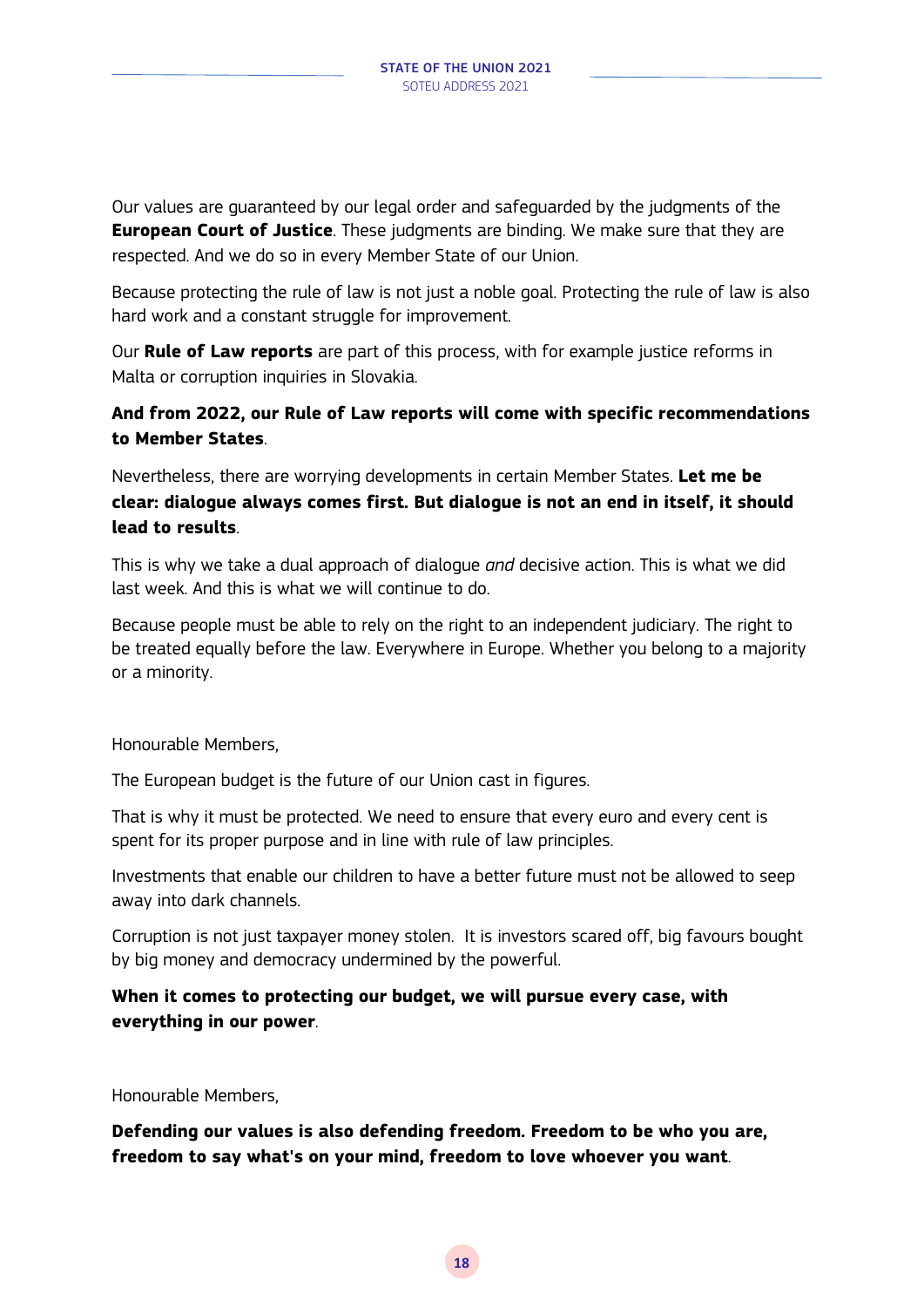Our values are guaranteed by our legal order and safeguarded by the judgments of the **European Court of Justice**. These judgments are binding. We make sure that they are respected. And we do so in every Member State of our Union.

Because protecting the rule of law is not just a noble goal. Protecting the rule of law is also hard work and a constant struggle for improvement.

Our **Rule of Law reports** are part of this process, with for example justice reforms in Malta or corruption inquiries in Slovakia.

**And from 2022, our Rule of Law reports will come with specific recommendations to Member States**.

Nevertheless, there are worrying developments in certain Member States. **Let me be clear: dialogue always comes first. But dialogue is not an end in itself, it should lead to results**.

This is why we take a dual approach of dialogue *and* decisive action. This is what we did last week. And this is what we will continue to do.

Because people must be able to rely on the right to an independent judiciary. The right to be treated equally before the law. Everywhere in Europe. Whether you belong to a majority or a minority.

Honourable Members,

The European budget is the future of our Union cast in figures.

That is why it must be protected. We need to ensure that every euro and every cent is spent for its proper purpose and in line with rule of law principles.

Investments that enable our children to have a better future must not be allowed to seep away into dark channels.

Corruption is not just taxpayer money stolen. It is investors scared off, big favours bought by big money and democracy undermined by the powerful.

**When it comes to protecting our budget, we will pursue every case, with everything in our power**.

Honourable Members,

**Defending our values is also defending freedom. Freedom to be who you are, freedom to say what's on your mind, freedom to love whoever you want**.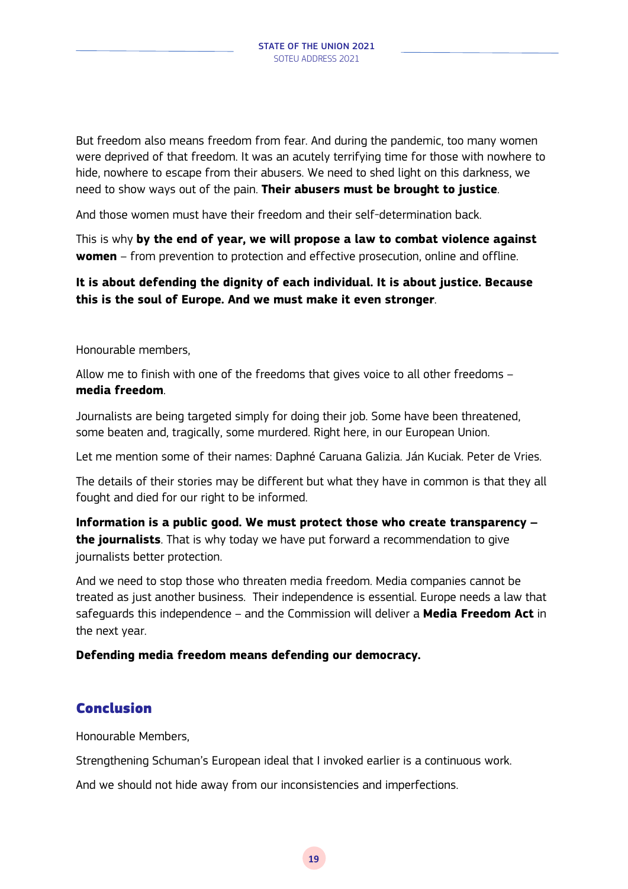But freedom also means freedom from fear. And during the pandemic, too many women were deprived of that freedom. It was an acutely terrifying time for those with nowhere to hide, nowhere to escape from their abusers. We need to shed light on this darkness, we need to show ways out of the pain. **Their abusers must be brought to justice**.

And those women must have their freedom and their self-determination back.

This is why **by the end of year, we will propose a law to combat violence against women** – from prevention to protection and effective prosecution, online and offline.

**It is about defending the dignity of each individual. It is about justice. Because this is the soul of Europe. And we must make it even stronger**.

Honourable members,

Allow me to finish with one of the freedoms that gives voice to all other freedoms – **media freedom**.

Journalists are being targeted simply for doing their job. Some have been threatened, some beaten and, tragically, some murdered. Right here, in our European Union.

Let me mention some of their names: Daphné Caruana Galizia. Ján Kuciak. Peter de Vries.

The details of their stories may be different but what they have in common is that they all fought and died for our right to be informed.

**Information is a public good. We must protect those who create transparency – the journalists**. That is why today we have put forward a recommendation to give journalists better protection.

And we need to stop those who threaten media freedom. Media companies cannot be treated as just another business. Their independence is essential. Europe needs a law that safeguards this independence – and the Commission will deliver a **Media Freedom Act** in the next year.

**Defending media freedom means defending our democracy.**

## Conclusion

Honourable Members,

Strengthening Schuman's European ideal that I invoked earlier is a continuous work.

And we should not hide away from our inconsistencies and imperfections.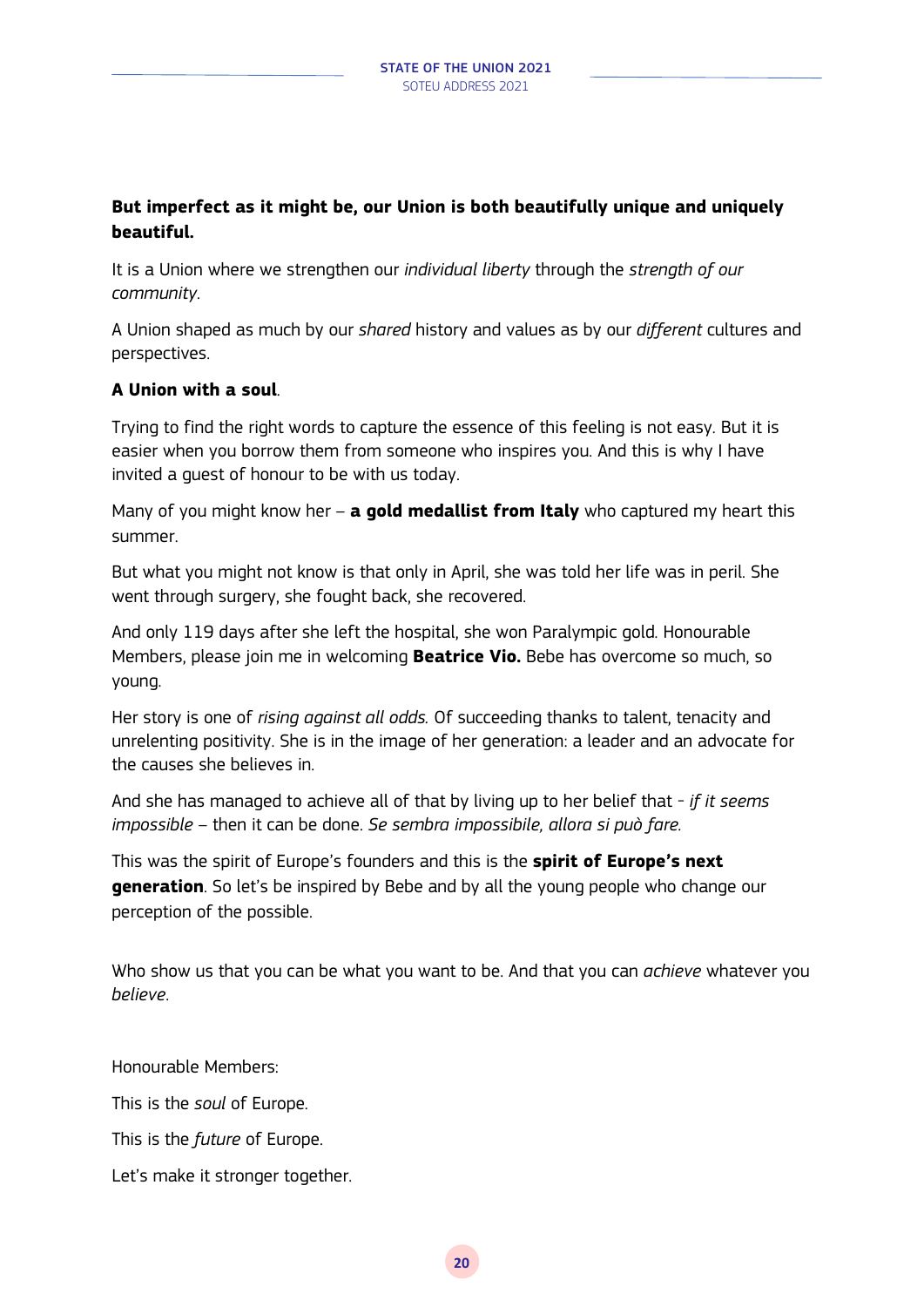**But imperfect as it might be, our Union is both beautifully unique and uniquely beautiful.**

It is a Union where we strengthen our *individual liberty* through the *strength of our community*.

A Union shaped as much by our *shared* history and values as by our *different* cultures and perspectives.

**A Union with a soul**.

Trying to find the right words to capture the essence of this feeling is not easy. But it is easier when you borrow them from someone who inspires you. And this is why I have invited a guest of honour to be with us today.

Many of you might know her – **a gold medallist from Italy** who captured my heart this summer.

But what you might not know is that only in April, she was told her life was in peril. She went through surgery, she fought back, she recovered.

And only 119 days after she left the hospital, she won Paralympic gold. Honourable Members, please join me in welcoming **Beatrice Vio.** Bebe has overcome so much, so young.

Her story is one of *rising against all odds.* Of succeeding thanks to talent, tenacity and unrelenting positivity. She is in the image of her generation: a leader and an advocate for the causes she believes in.

And she has managed to achieve all of that by living up to her belief that - *if it seems impossible* – then it can be done. *Se sembra impossibile, allora si può fare.*

This was the spirit of Europe's founders and this is the **spirit of Europe's next generation**. So let's be inspired by Bebe and by all the young people who change our perception of the possible.

Who show us that you can be what you want to be. And that you can *achieve* whatever you *believe*.

Honourable Members:

This is the *soul* of Europe.

This is the *future* of Europe.

Let's make it stronger together.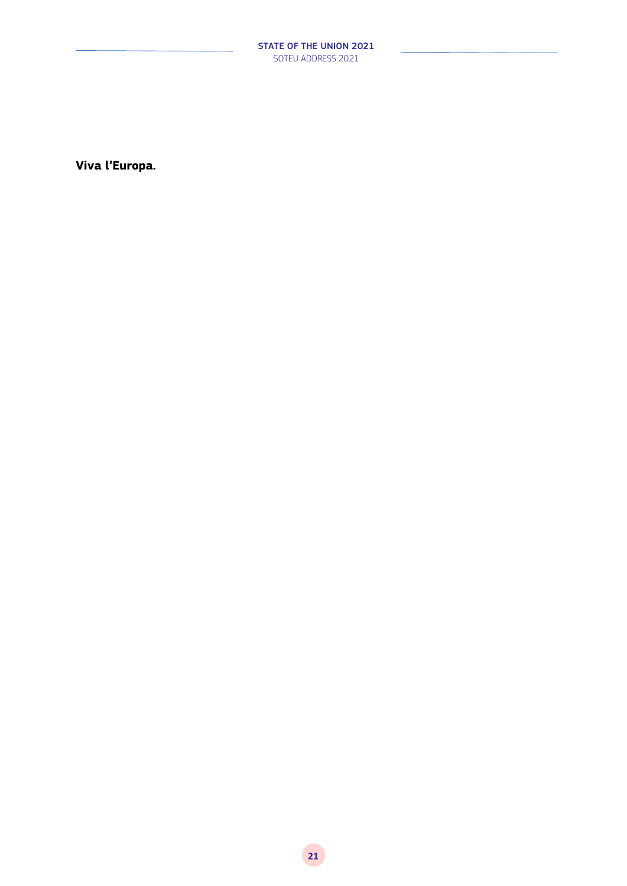**Viva l'Europa.**